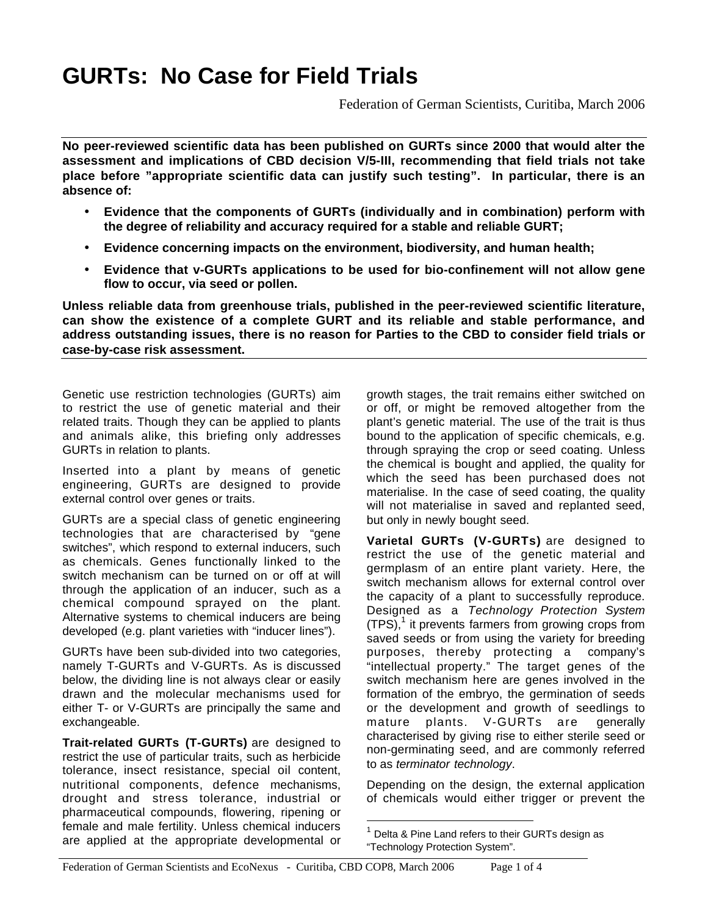# GURTs: No Case for Field Trials

Federation of German Scientists, Curitiba, March 2006

**No peer-reviewed scientific data has been published on GURTs since 2000 that would alter the assessment and implications of CBD decision V/5-III, recommending that field trials not take place before "appropriate scientific data can justify such testing". In particular, there is an absence of:**

- **Evidence that the components of GURTs (individually and in combination) perform with the degree of reliability and accuracy required for a stable and reliable GURT;**
- **Evidence concerning impacts on the environment, biodiversity, and human health;**
- **Evidence that v-GURTs applications to be used for bio-confinement will not allow gene flow to occur, via seed or pollen.**

**Unless reliable data from greenhouse trials, published in the peer-reviewed scientific literature, can show the existence of a complete GURT and its reliable and stable performance, and address outstanding issues, there is no reason for Parties to the CBD to consider field trials or case-by-case risk assessment.**

Genetic use restriction technologies (GURTs) aim to restrict the use of genetic material and their related traits. Though they can be applied to plants and animals alike, this briefing only addresses GURTs in relation to plants.

Inserted into a plant by means of genetic engineering, GURTs are designed to provide external control over genes or traits.

GURTs are a special class of genetic engineering technologies that are characterised by "gene switches", which respond to external inducers, such as chemicals. Genes functionally linked to the switch mechanism can be turned on or off at will through the application of an inducer, such as a chemical compound sprayed on the plant. Alternative systems to chemical inducers are being developed (e.g. plant varieties with "inducer lines").

GURTs have been sub-divided into two categories, namely T-GURTs and V-GURTs. As is discussed below, the dividing line is not always clear or easily drawn and the molecular mechanisms used for either T- or V-GURTs are principally the same and exchangeable.

**Trait-related GURTs (T-GURTs)** are designed to restrict the use of particular traits, such as herbicide tolerance, insect resistance, special oil content, nutritional components, defence mechanisms, drought and stress tolerance, industrial or pharmaceutical compounds, flowering, ripening or female and male fertility. Unless chemical inducers are applied at the appropriate developmental or growth stages, the trait remains either switched on or off, or might be removed altogether from the plant's genetic material. The use of the trait is thus bound to the application of specific chemicals, e.g. through spraying the crop or seed coating. Unless the chemical is bought and applied, the quality for which the seed has been purchased does not materialise. In the case of seed coating, the quality will not materialise in saved and replanted seed, but only in newly bought seed.

**Varietal GURTs (V-GURTs)** are designed to restrict the use of the genetic material and germplasm of an entire plant variety. Here, the switch mechanism allows for external control over the capacity of a plant to successfully reproduce. Designed as a *Technology Protection System* (TPS),[1] it prevents farmers from growing crops from saved seeds or from using the variety for breeding purposes, thereby protecting a company's "intellectual property." The target genes of the switch mechanism here are genes involved in the formation of the embryo, the germination of seeds or the development and growth of seedlings to mature plants. V-GURTs are generally characterised by giving rise to either sterile seed or non-germinating seed, and are commonly referred to as *terminator technology*.

Depending on the design, the external application of chemicals would either trigger or prevent the

[1] Delta & Pine Land refers to their GURTs design as "Technology Protection System".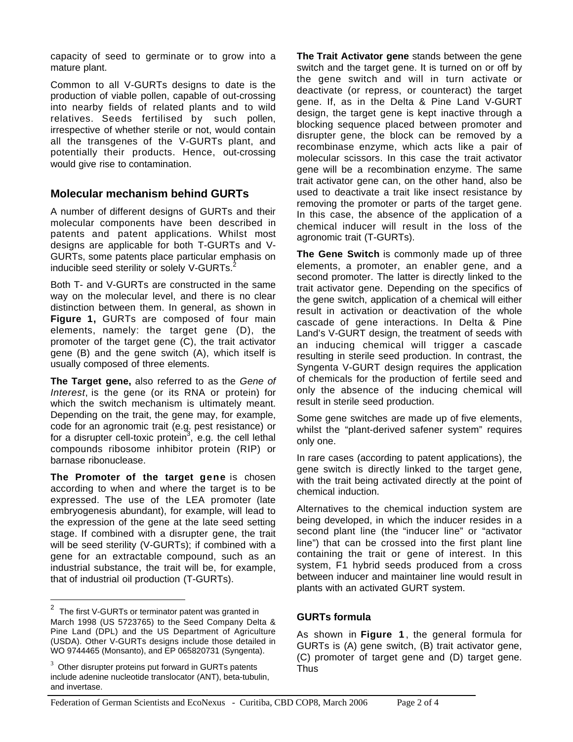capacity of seed to germinate or to grow into a mature plant.

Common to all V-GURTs designs to date is the production of viable pollen, capable of out-crossing into nearby fields of related plants and to wild relatives. Seeds fertilised by such pollen, irrespective of whether sterile or not, would contain all the transgenes of the V-GURTs plant, and potentially their products. Hence, out-crossing would give rise to contamination.

## Molecular mechanism behind GURTs

A number of different designs of GURTs and their molecular components have been described in patents and patent applications. Whilst most designs are applicable for both T-GURTs and V-GURTs, some patents place particular emphasis on inducible seed sterility or solely V-GURTs.[2]

Both T- and V-GURTs are constructed in the same way on the molecular level, and there is no clear distinction between them. In general, as shown in **Figure 1,** GURTs are composed of four main elements, namely: the target gene (D), the promoter of the target gene (C), the trait activator gene (B) and the gene switch (A), which itself is usually composed of three elements.

**The Target gene,** also referred to as the *Gene of Interest*, is the gene (or its RNA or protein) for which the switch mechanism is ultimately meant. Depending on the trait, the gene may, for example, code for an agronomic trait (e.g. pest resistance) or for a disrupter cell-toxic protein[3], e.g. the cell lethal compounds ribosome inhibitor protein (RIP) or barnase ribonuclease.

**The Promoter of the target gene** is chosen according to when and where the target is to be expressed. The use of the LEA promoter (late embryogenesis abundant), for example, will lead to the expression of the gene at the late seed setting stage. If combined with a disrupter gene, the trait will be seed sterility (V-GURTs); if combined with a gene for an extractable compound, such as an industrial substance, the trait will be, for example, that of industrial oil production (T-GURTs).

**The Trait Activator gene** stands between the gene switch and the target gene. It is turned on or off by the gene switch and will in turn activate or deactivate (or repress, or counteract) the target gene. If, as in the Delta & Pine Land V-GURT design, the target gene is kept inactive through a blocking sequence placed between promoter and disrupter gene, the block can be removed by a recombinase enzyme, which acts like a pair of molecular scissors. In this case the trait activator gene will be a recombination enzyme. The same trait activator gene can, on the other hand, also be used to deactivate a trait like insect resistance by removing the promoter or parts of the target gene. In this case, the absence of the application of a chemical inducer will result in the loss of the agronomic trait (T-GURTs).

**The Gene Switch** is commonly made up of three elements, a promoter, an enabler gene, and a second promoter. The latter is directly linked to the trait activator gene. Depending on the specifics of the gene switch, application of a chemical will either result in activation or deactivation of the whole cascade of gene interactions. In Delta & Pine Land's V-GURT design, the treatment of seeds with an inducing chemical will trigger a cascade resulting in sterile seed production. In contrast, the Syngenta V-GURT design requires the application of chemicals for the production of fertile seed and only the absence of the inducing chemical will result in sterile seed production.

Some gene switches are made up of five elements, whilst the "plant-derived safener system" requires only one.

In rare cases (according to patent applications), the gene switch is directly linked to the target gene, with the trait being activated directly at the point of chemical induction.

Alternatives to the chemical induction system are being developed, in which the inducer resides in a second plant line (the "inducer line" or "activator line") that can be crossed into the first plant line containing the trait or gene of interest. In this system, F1 hybrid seeds produced from a cross between inducer and maintainer line would result in plants with an activated GURT system.

### GURTs formula

As shown in **Figure 1**, the general formula for GURTs is (A) gene switch, (B) trait activator gene, (C) promoter of target gene and (D) target gene. Thus

---

[2] The first V-GURTs or terminator patent was granted in March 1998 (US 5723765) to the Seed Company Delta & Pine Land (DPL) and the US Department of Agriculture (USDA). Other V-GURTs designs include those detailed in WO 9744465 (Monsanto), and EP 065820731 (Syngenta).

[3] Other disrupter proteins put forward in GURTs patents include adenine nucleotide translocator (ANT), beta-tubulin, and invertase.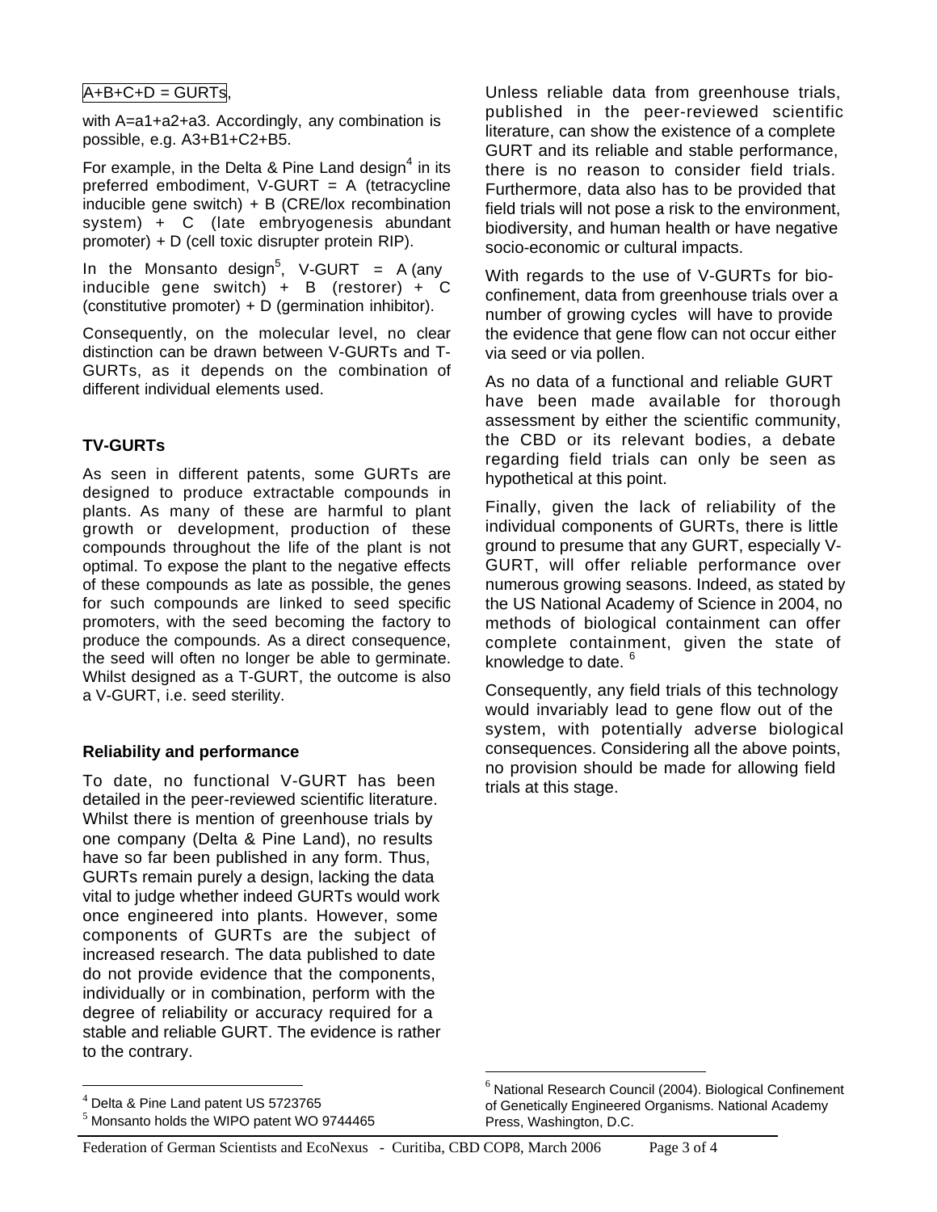A+B+C+D = GURTs,

with A=a1+a2+a3. Accordingly, any combination is possible, e.g. A3+B1+C2+B5.

For example, in the Delta & Pine Land design[4] in its preferred embodiment, V-GURT = A (tetracycline inducible gene switch) + B (CRE/lox recombination system) + C (late embryogenesis abundant promoter) + D (cell toxic disrupter protein RIP).

In the Monsanto design[5], V-GURT = A (any inducible gene switch) + B (restorer) + C (constitutive promoter) + D (germination inhibitor).

Consequently, on the molecular level, no clear distinction can be drawn between V-GURTs and T-GURTs, as it depends on the combination of different individual elements used.

### TV-GURTs

As seen in different patents, some GURTs are designed to produce extractable compounds in plants. As many of these are harmful to plant growth or development, production of these compounds throughout the life of the plant is not optimal. To expose the plant to the negative effects of these compounds as late as possible, the genes for such compounds are linked to seed specific promoters, with the seed becoming the factory to produce the compounds. As a direct consequence, the seed will often no longer be able to germinate. Whilst designed as a T-GURT, the outcome is also a V-GURT, i.e. seed sterility.

### Reliability and performance

To date, no functional V-GURT has been detailed in the peer-reviewed scientific literature. Whilst there is mention of greenhouse trials by one company (Delta & Pine Land), no results have so far been published in any form. Thus, GURTs remain purely a design, lacking the data vital to judge whether indeed GURTs would work once engineered into plants. However, some components of GURTs are the subject of increased research. The data published to date do not provide evidence that the components, individually or in combination, perform with the degree of reliability or accuracy required for a stable and reliable GURT. The evidence is rather to the contrary.

Unless reliable data from greenhouse trials, published in the peer-reviewed scientific literature, can show the existence of a complete GURT and its reliable and stable performance, there is no reason to consider field trials. Furthermore, data also has to be provided that field trials will not pose a risk to the environment, biodiversity, and human health or have negative socio-economic or cultural impacts.

With regards to the use of V-GURTs for bio-confinement, data from greenhouse trials over a number of growing cycles will have to provide the evidence that gene flow can not occur either via seed or via pollen.

As no data of a functional and reliable GURT have been made available for thorough assessment by either the scientific community, the CBD or its relevant bodies, a debate regarding field trials can only be seen as hypothetical at this point.

Finally, given the lack of reliability of the individual components of GURTs, there is little ground to presume that any GURT, especially V-GURT, will offer reliable performance over numerous growing seasons. Indeed, as stated by the US National Academy of Science in 2004, no methods of biological containment can offer complete containment, given the state of knowledge to date. [6]

Consequently, any field trials of this technology would invariably lead to gene flow out of the system, with potentially adverse biological consequences. Considering all the above points, no provision should be made for allowing field trials at this stage.

---

[4] Delta & Pine Land patent US 5723765

[5] Monsanto holds the WIPO patent WO 9744465

[6] National Research Council (2004). Biological Confinement of Genetically Engineered Organisms. National Academy Press, Washington, D.C.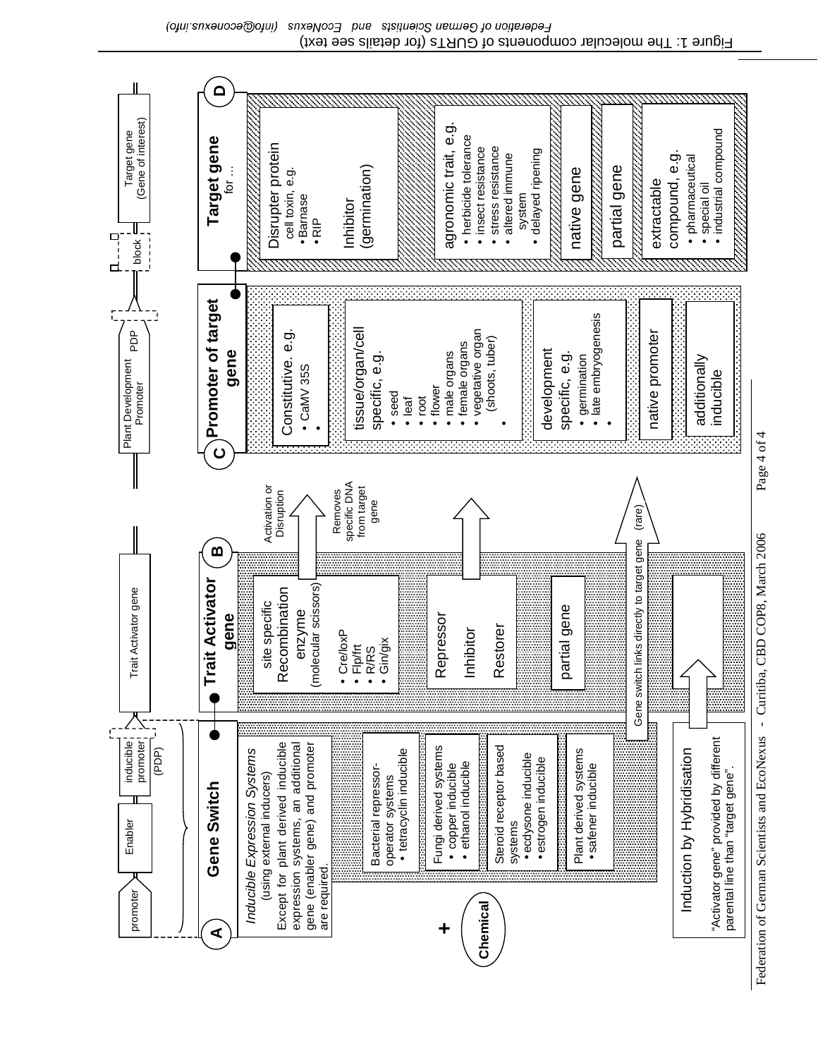Figure 1: The molecular components of GURTs (for details see text)

*Federation of German Scientists and EcoNexus (info@econexus.info)*

promoter | Enabler | inducible promoter (PDP) | Trait Activator gene | Plant Development Promoter PDP | block | Target gene (Gene of interest)

**A Gene Switch**

*Inducible Expression Systems*
(using external inducers)
Except for plant derived inducible expression systems, an additional gene (enabler gene) and promoter are required.

Bacterial repressor-operator systems
- tetracyclin inducible

Fungi derived systems
- copper inducible
- ethanol inducible

Steroid receptor based systems
- ecdysone inducible
- estrogen inducible

Plant derived systems
- safener inducible

+ Chemical

Induction by Hybridisation

"Activator gene" provided by different parental line than "target gene".

Gene switch links directly to target gene (rare)

**B Trait Activator gene**

site specific Recombination enzyme (molecular scissors)
- Cre/loxP
- Flp/frt
- R/RS
- Gin/gix

Activation or Disruption

Removes specific DNA from target gene

Repressor

Inhibitor

Restorer

partial gene

**C Promoter of target gene**

Constitutive, e.g.
- CaMV 35S
-

tissue/organ/cell specific, e.g.
- seed
- leaf
- root
- flower
- male organs
- female organs
- vegetative organ (shoots, tuber)
-

development specific, e.g.
- germination
- late embryogenesis
-

native promoter

additionally inducible

**D Target gene** for ...

Disrupter protein
cell toxin, e.g.
- Barnase
- RIP

Inhibitor (germination)

agronomic trait, e.g.
- herbicide tolerance
- insect resistance
- stress resistance
- altered immune system
- delayed ripening

native gene

partial gene

extractable compound, e.g.
- pharmaceutical
- special oil
- industrial compound

Federation of German Scientists and EcoNexus - Curitiba, CBD COP8, March 2006